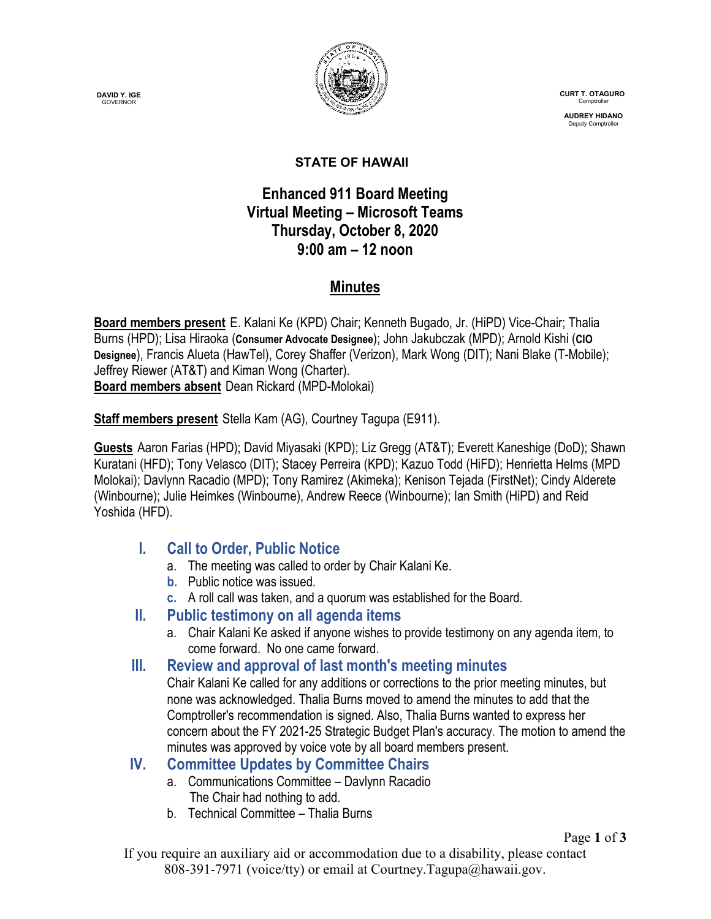DAVID Y. IGE
GOVERNOR

CURT T. OTAGURO
Comptroller

AUDREY HIDANO
Deputy Comptroller

**STATE OF HAWAII**

# Enhanced 911 Board Meeting
## Virtual Meeting – Microsoft Teams
## Thursday, October 8, 2020
## 9:00 am – 12 noon

## Minutes

**Board members present** E. Kalani Ke (KPD) Chair; Kenneth Bugado, Jr. (HiPD) Vice-Chair; Thalia Burns (HPD); Lisa Hiraoka (**Consumer Advocate Designee**); John Jakubczak (MPD); Arnold Kishi (**CIO Designee**), Francis Alueta (HawTel), Corey Shaffer (Verizon), Mark Wong (DIT); Nani Blake (T-Mobile); Jeffrey Riewer (AT&T) and Kiman Wong (Charter).
**Board members absent** Dean Rickard (MPD-Molokai)

**Staff members present** Stella Kam (AG), Courtney Tagupa (E911).

**Guests** Aaron Farias (HPD); David Miyasaki (KPD); Liz Gregg (AT&T); Everett Kaneshige (DoD); Shawn Kuratani (HFD); Tony Velasco (DIT); Stacey Perreira (KPD); Kazuo Todd (HiFD); Henrietta Helms (MPD Molokai); Davlynn Racadio (MPD); Tony Ramirez (Akimeka); Kenison Tejada (FirstNet); Cindy Alderete (Winbourne); Julie Heimkes (Winbourne), Andrew Reece (Winbourne); Ian Smith (HiPD) and Reid Yoshida (HFD).

### I. Call to Order, Public Notice

a. The meeting was called to order by Chair Kalani Ke.
b. Public notice was issued.
c. A roll call was taken, and a quorum was established for the Board.

### II. Public testimony on all agenda items

a. Chair Kalani Ke asked if anyone wishes to provide testimony on any agenda item, to come forward. No one came forward.

### III. Review and approval of last month's meeting minutes

Chair Kalani Ke called for any additions or corrections to the prior meeting minutes, but none was acknowledged. Thalia Burns moved to amend the minutes to add that the Comptroller's recommendation is signed. Also, Thalia Burns wanted to express her concern about the FY 2021-25 Strategic Budget Plan's accuracy. The motion to amend the minutes was approved by voice vote by all board members present.

### IV. Committee Updates by Committee Chairs

a. Communications Committee – Davlynn Racadio
The Chair had nothing to add.
b. Technical Committee – Thalia Burns

If you require an auxiliary aid or accommodation due to a disability, please contact 808-391-7971 (voice/tty) or email at Courtney.Tagupa@hawaii.gov.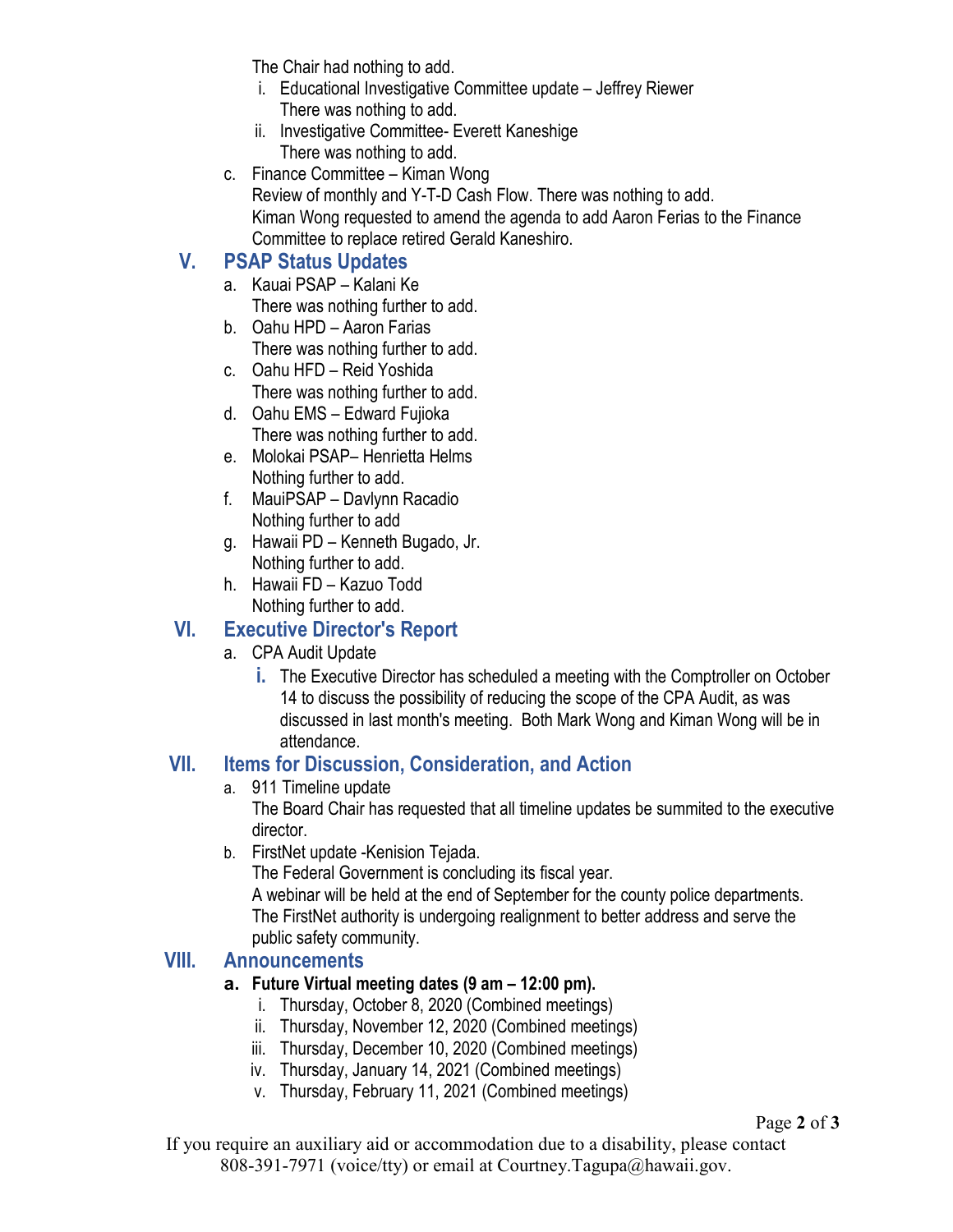The Chair had nothing to add.

i. Educational Investigative Committee update – Jeffrey Riewer
   There was nothing to add.
ii. Investigative Committee- Everett Kaneshige
   There was nothing to add.

c. Finance Committee – Kiman Wong
   Review of monthly and Y-T-D Cash Flow. There was nothing to add.
   Kiman Wong requested to amend the agenda to add Aaron Ferias to the Finance Committee to replace retired Gerald Kaneshiro.

## V. PSAP Status Updates

a. Kauai PSAP – Kalani Ke
   There was nothing further to add.
b. Oahu HPD – Aaron Farias
   There was nothing further to add.
c. Oahu HFD – Reid Yoshida
   There was nothing further to add.
d. Oahu EMS – Edward Fujioka
   There was nothing further to add.
e. Molokai PSAP– Henrietta Helms
   Nothing further to add.
f. MauiPSAP – Davlynn Racadio
   Nothing further to add
g. Hawaii PD – Kenneth Bugado, Jr.
   Nothing further to add.
h. Hawaii FD – Kazuo Todd
   Nothing further to add.

## VI. Executive Director's Report

a. CPA Audit Update
   i. The Executive Director has scheduled a meeting with the Comptroller on October 14 to discuss the possibility of reducing the scope of the CPA Audit, as was discussed in last month's meeting. Both Mark Wong and Kiman Wong will be in attendance.

## VII. Items for Discussion, Consideration, and Action

a. 911 Timeline update
   The Board Chair has requested that all timeline updates be summited to the executive director.
b. FirstNet update -Kenision Tejada.
   The Federal Government is concluding its fiscal year.
   A webinar will be held at the end of September for the county police departments.
   The FirstNet authority is undergoing realignment to better address and serve the public safety community.

## VIII. Announcements

**a. Future Virtual meeting dates (9 am – 12:00 pm).**

i. Thursday, October 8, 2020 (Combined meetings)
ii. Thursday, November 12, 2020 (Combined meetings)
iii. Thursday, December 10, 2020 (Combined meetings)
iv. Thursday, January 14, 2021 (Combined meetings)
v. Thursday, February 11, 2021 (Combined meetings)

If you require an auxiliary aid or accommodation due to a disability, please contact 808-391-7971 (voice/tty) or email at Courtney.Tagupa@hawaii.gov.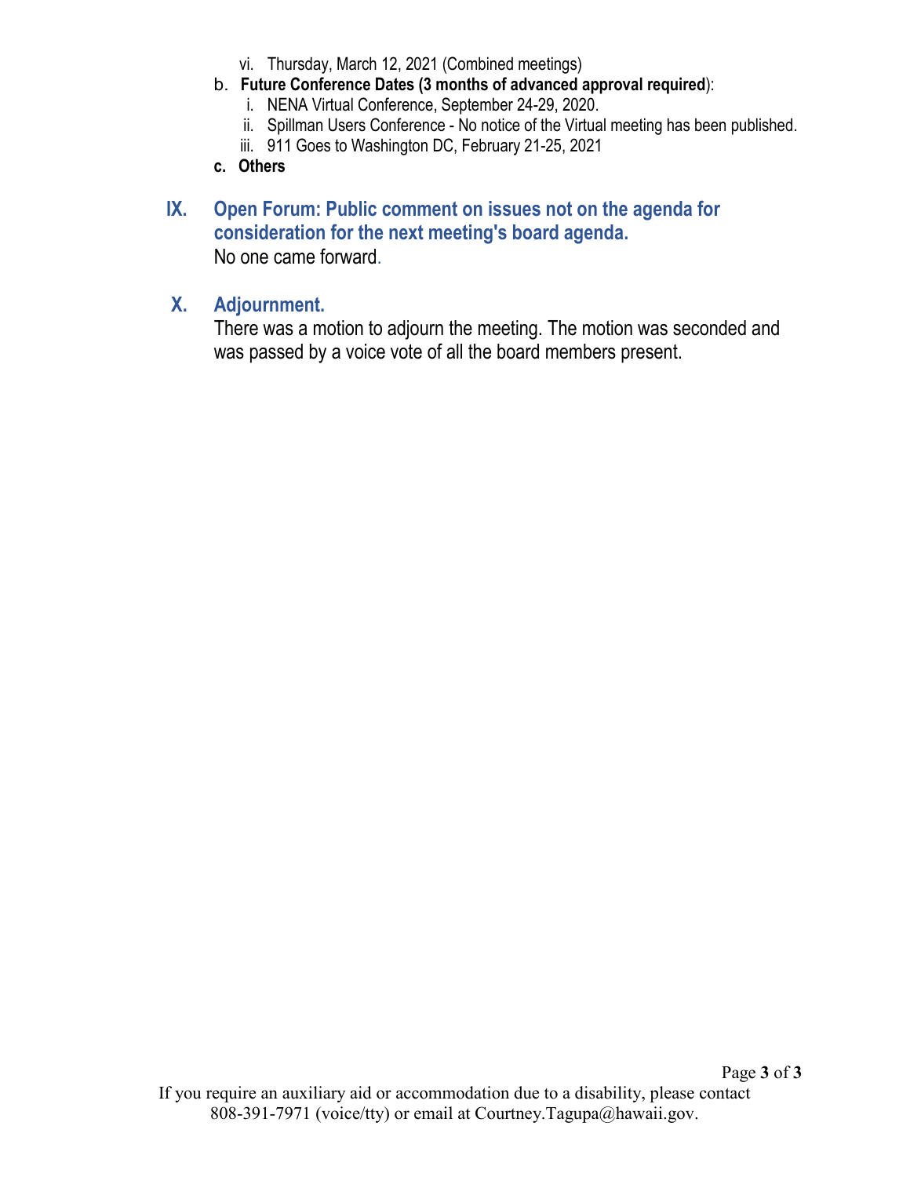vi. Thursday, March 12, 2021 (Combined meetings)

b. **Future Conference Dates (3 months of advanced approval required**):
   i. NENA Virtual Conference, September 24-29, 2020.
   ii. Spillman Users Conference - No notice of the Virtual meeting has been published.
   iii. 911 Goes to Washington DC, February 21-25, 2021

c. **Others**

## IX. Open Forum: Public comment on issues not on the agenda for consideration for the next meeting's board agenda.

No one came forward.

## X. Adjournment.

There was a motion to adjourn the meeting. The motion was seconded and was passed by a voice vote of all the board members present.

If you require an auxiliary aid or accommodation due to a disability, please contact 808-391-7971 (voice/tty) or email at Courtney.Tagupa@hawaii.gov.